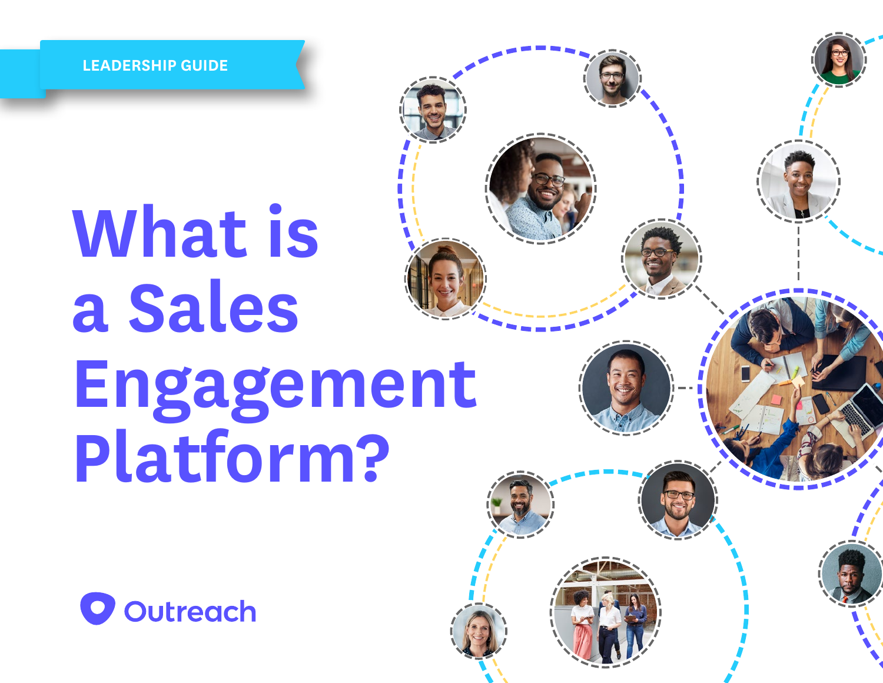LEADERSHIP GUIDE

# What is a Sales Engagement Platform?

Outreach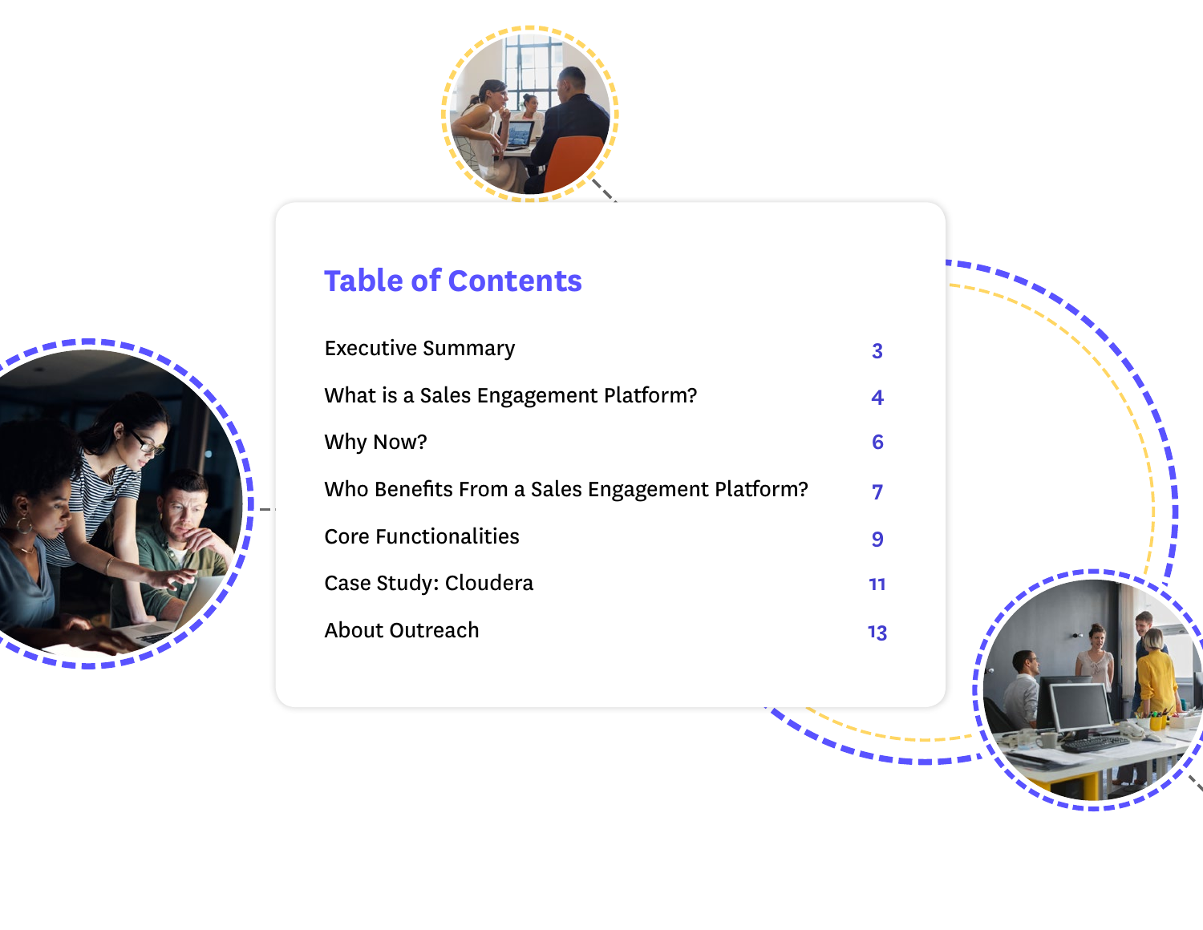# Table of Contents

| | |
|---|---|
| Executive Summary | 3 |
| What is a Sales Engagement Platform? | 4 |
| Why Now? | 6 |
| Who Benefits From a Sales Engagement Platform? | 7 |
| Core Functionalities | 9 |
| Case Study: Cloudera | 11 |
| About Outreach | 13 |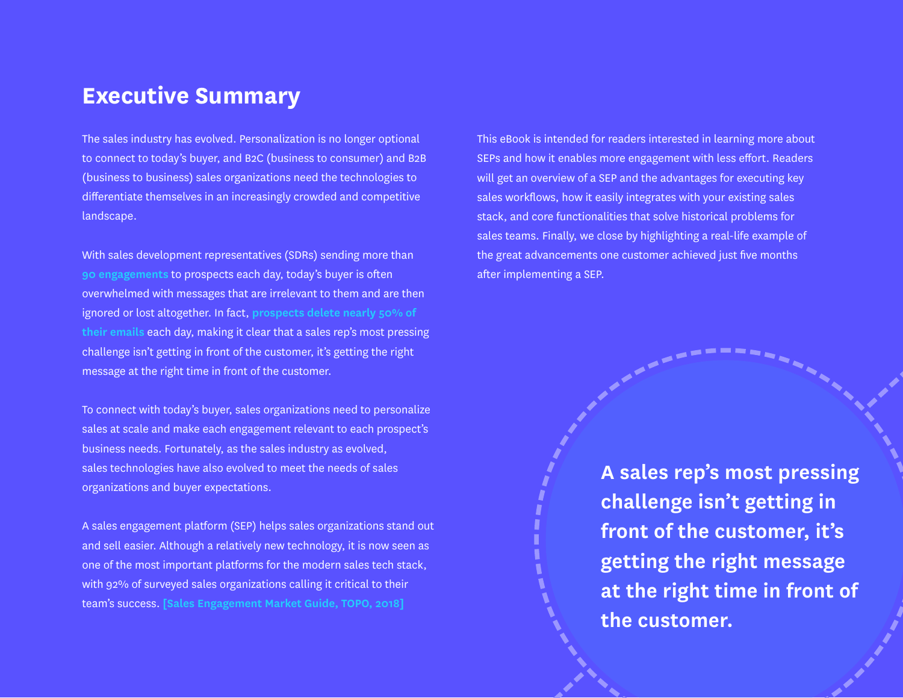# Executive Summary

The sales industry has evolved. Personalization is no longer optional to connect to today's buyer, and B2C (business to consumer) and B2B (business to business) sales organizations need the technologies to differentiate themselves in an increasingly crowded and competitive landscape.

With sales development representatives (SDRs) sending more than **90 engagements** to prospects each day, today's buyer is often overwhelmed with messages that are irrelevant to them and are then ignored or lost altogether. In fact, **prospects delete nearly 50% of their emails** each day, making it clear that a sales rep's most pressing challenge isn't getting in front of the customer, it's getting the right message at the right time in front of the customer.

To connect with today's buyer, sales organizations need to personalize sales at scale and make each engagement relevant to each prospect's business needs. Fortunately, as the sales industry as evolved, sales technologies have also evolved to meet the needs of sales organizations and buyer expectations.

A sales engagement platform (SEP) helps sales organizations stand out and sell easier. Although a relatively new technology, it is now seen as one of the most important platforms for the modern sales tech stack, with 92% of surveyed sales organizations calling it critical to their team's success. **[Sales Engagement Market Guide, TOPO, 2018]**

This eBook is intended for readers interested in learning more about SEPs and how it enables more engagement with less effort. Readers will get an overview of a SEP and the advantages for executing key sales workflows, how it easily integrates with your existing sales stack, and core functionalities that solve historical problems for sales teams. Finally, we close by highlighting a real-life example of the great advancements one customer achieved just five months after implementing a SEP.

**A sales rep's most pressing challenge isn't getting in front of the customer, it's getting the right message at the right time in front of the customer.**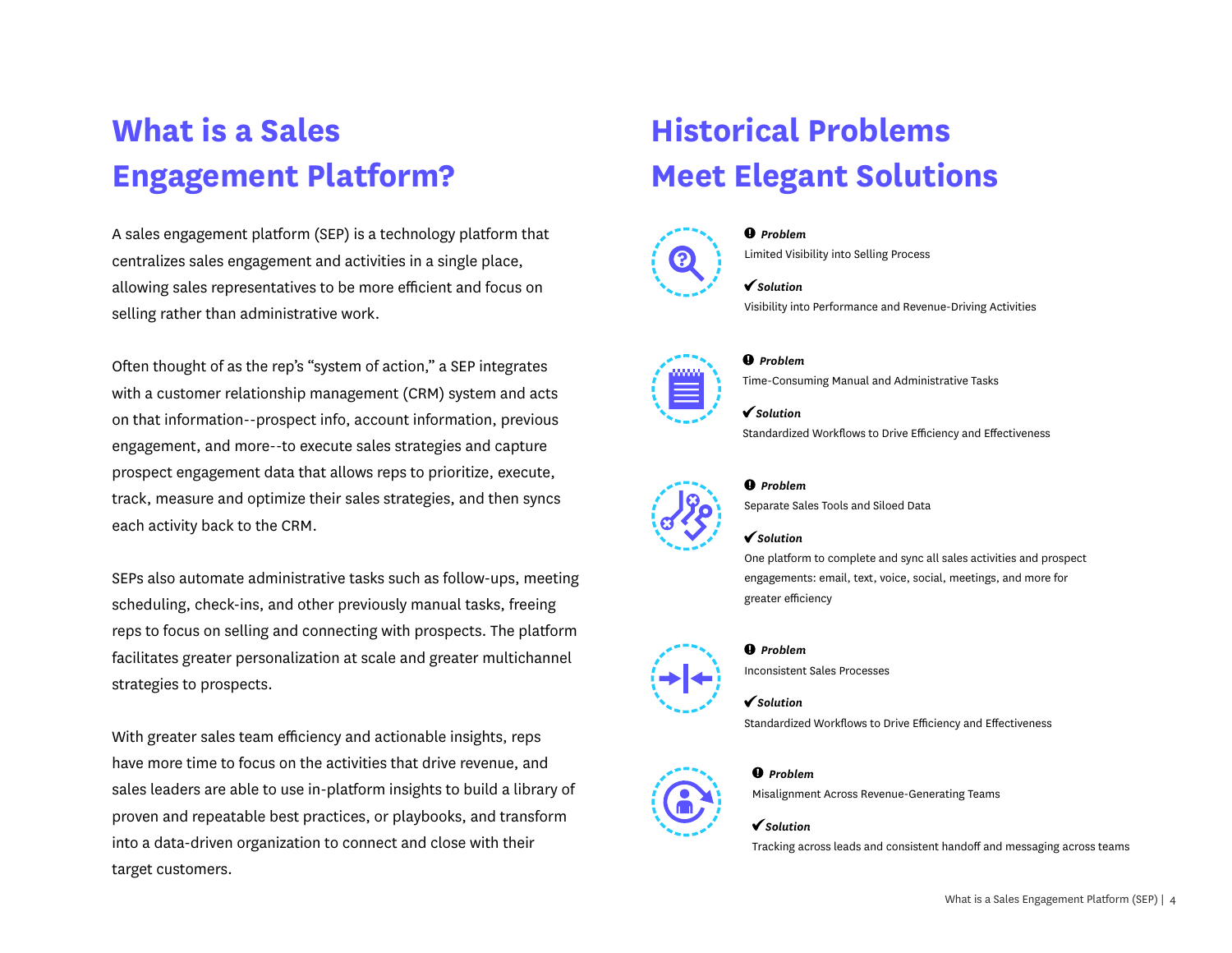## What is a Sales Engagement Platform?

A sales engagement platform (SEP) is a technology platform that centralizes sales engagement and activities in a single place, allowing sales representatives to be more efficient and focus on selling rather than administrative work.

Often thought of as the rep's "system of action," a SEP integrates with a customer relationship management (CRM) system and acts on that information--prospect info, account information, previous engagement, and more--to execute sales strategies and capture prospect engagement data that allows reps to prioritize, execute, track, measure and optimize their sales strategies, and then syncs each activity back to the CRM.

SEPs also automate administrative tasks such as follow-ups, meeting scheduling, check-ins, and other previously manual tasks, freeing reps to focus on selling and connecting with prospects. The platform facilitates greater personalization at scale and greater multichannel strategies to prospects.

With greater sales team efficiency and actionable insights, reps have more time to focus on the activities that drive revenue, and sales leaders are able to use in-platform insights to build a library of proven and repeatable best practices, or playbooks, and transform into a data-driven organization to connect and close with their target customers.

## Historical Problems Meet Elegant Solutions

***Problem***
Limited Visibility into Selling Process

✔ ***Solution***
Visibility into Performance and Revenue-Driving Activities

***Problem***
Time-Consuming Manual and Administrative Tasks

✔ ***Solution***
Standardized Workflows to Drive Efficiency and Effectiveness

***Problem***
Separate Sales Tools and Siloed Data

✔ ***Solution***
One platform to complete and sync all sales activities and prospect engagements: email, text, voice, social, meetings, and more for greater efficiency

***Problem***
Inconsistent Sales Processes

✔ ***Solution***
Standardized Workflows to Drive Efficiency and Effectiveness

***Problem***
Misalignment Across Revenue-Generating Teams

✔ ***Solution***
Tracking across leads and consistent handoff and messaging across teams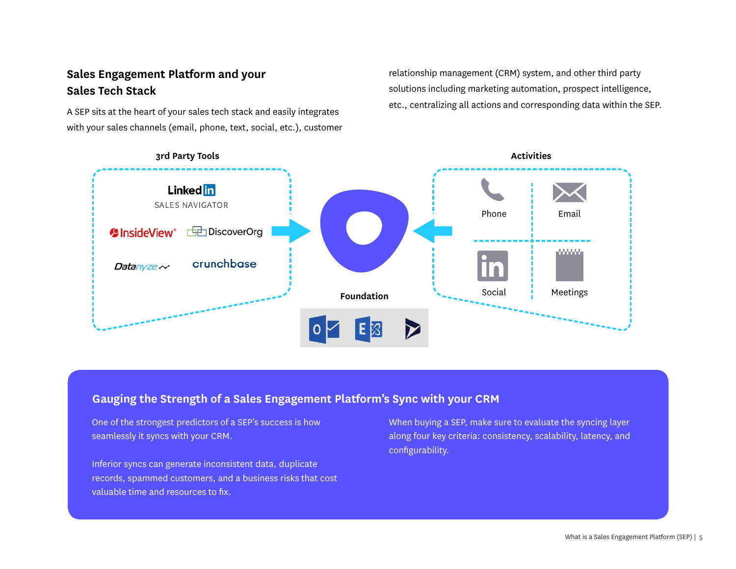## Sales Engagement Platform and your Sales Tech Stack

A SEP sits at the heart of your sales tech stack and easily integrates with your sales channels (email, phone, text, social, etc.), customer relationship management (CRM) system, and other third party solutions including marketing automation, prospect intelligence, etc., centralizing all actions and corresponding data within the SEP.

**3rd Party Tools**

LinkedIn SALES NAVIGATOR

InsideView

DiscoverOrg

Datanyze

crunchbase

**Activities**

Phone

Email

Social

Meetings

**Foundation**

### Gauging the Strength of a Sales Engagement Platform's Sync with your CRM

One of the strongest predictors of a SEP's success is how seamlessly it syncs with your CRM.

Inferior syncs can generate inconsistent data, duplicate records, spammed customers, and a business risks that cost valuable time and resources to fix.

When buying a SEP, make sure to evaluate the syncing layer along four key criteria: consistency, scalability, latency, and configurability.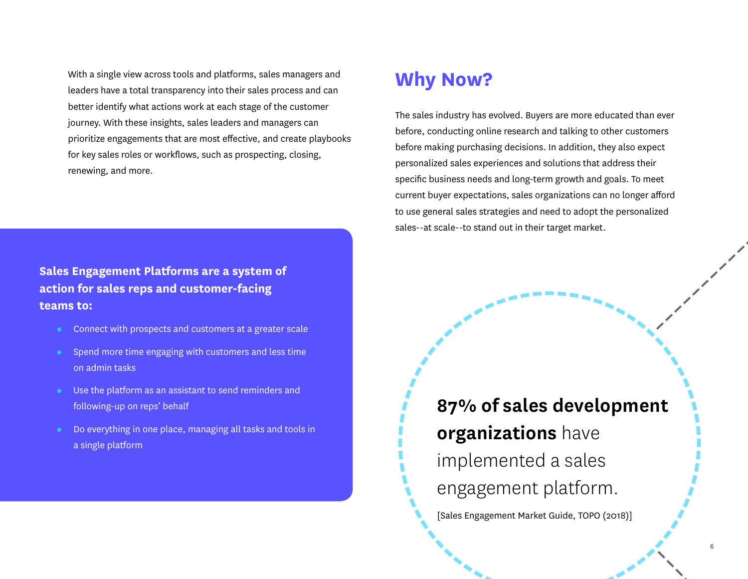With a single view across tools and platforms, sales managers and leaders have a total transparency into their sales process and can better identify what actions work at each stage of the customer journey. With these insights, sales leaders and managers can prioritize engagements that are most effective, and create playbooks for key sales roles or workflows, such as prospecting, closing, renewing, and more.

**Sales Engagement Platforms are a system of action for sales reps and customer-facing teams to:**

- Connect with prospects and customers at a greater scale
- Spend more time engaging with customers and less time on admin tasks
- Use the platform as an assistant to send reminders and following-up on reps' behalf
- Do everything in one place, managing all tasks and tools in a single platform

## Why Now?

The sales industry has evolved. Buyers are more educated than ever before, conducting online research and talking to other customers before making purchasing decisions. In addition, they also expect personalized sales experiences and solutions that address their specific business needs and long-term growth and goals. To meet current buyer expectations, sales organizations can no longer afford to use general sales strategies and need to adopt the personalized sales--at scale--to stand out in their target market.

**87% of sales development organizations** have implemented a sales engagement platform.

[Sales Engagement Market Guide, TOPO (2018)]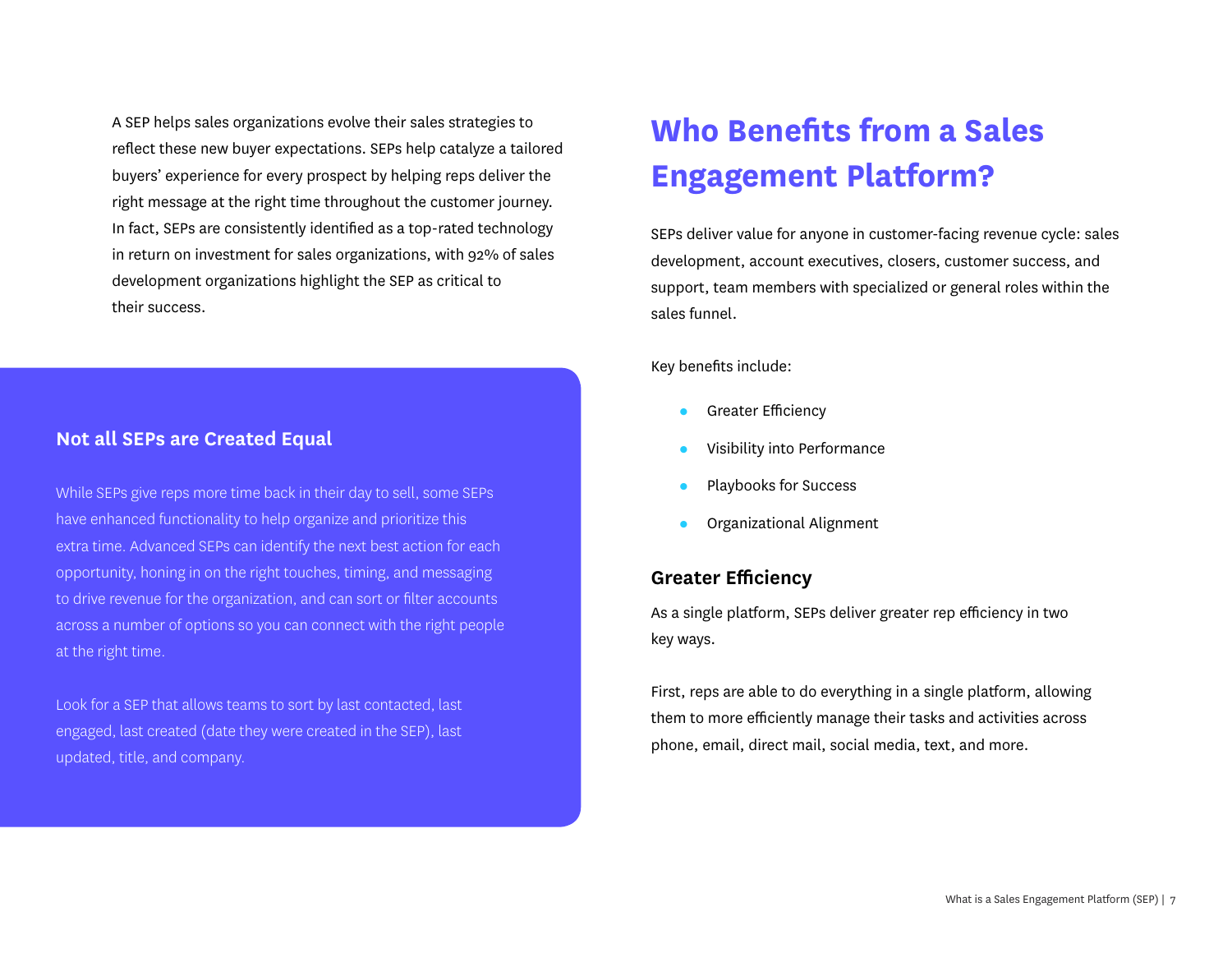A SEP helps sales organizations evolve their sales strategies to reflect these new buyer expectations. SEPs help catalyze a tailored buyers' experience for every prospect by helping reps deliver the right message at the right time throughout the customer journey. In fact, SEPs are consistently identified as a top-rated technology in return on investment for sales organizations, with 92% of sales development organizations highlight the SEP as critical to their success.

### Not all SEPs are Created Equal

While SEPs give reps more time back in their day to sell, some SEPs have enhanced functionality to help organize and prioritize this extra time. Advanced SEPs can identify the next best action for each opportunity, honing in on the right touches, timing, and messaging to drive revenue for the organization, and can sort or filter accounts across a number of options so you can connect with the right people at the right time.

Look for a SEP that allows teams to sort by last contacted, last engaged, last created (date they were created in the SEP), last updated, title, and company.

## Who Benefits from a Sales Engagement Platform?

SEPs deliver value for anyone in customer-facing revenue cycle: sales development, account executives, closers, customer success, and support, team members with specialized or general roles within the sales funnel.

Key benefits include:

- Greater Efficiency
- Visibility into Performance
- Playbooks for Success
- Organizational Alignment

### Greater Efficiency

As a single platform, SEPs deliver greater rep efficiency in two key ways.

First, reps are able to do everything in a single platform, allowing them to more efficiently manage their tasks and activities across phone, email, direct mail, social media, text, and more.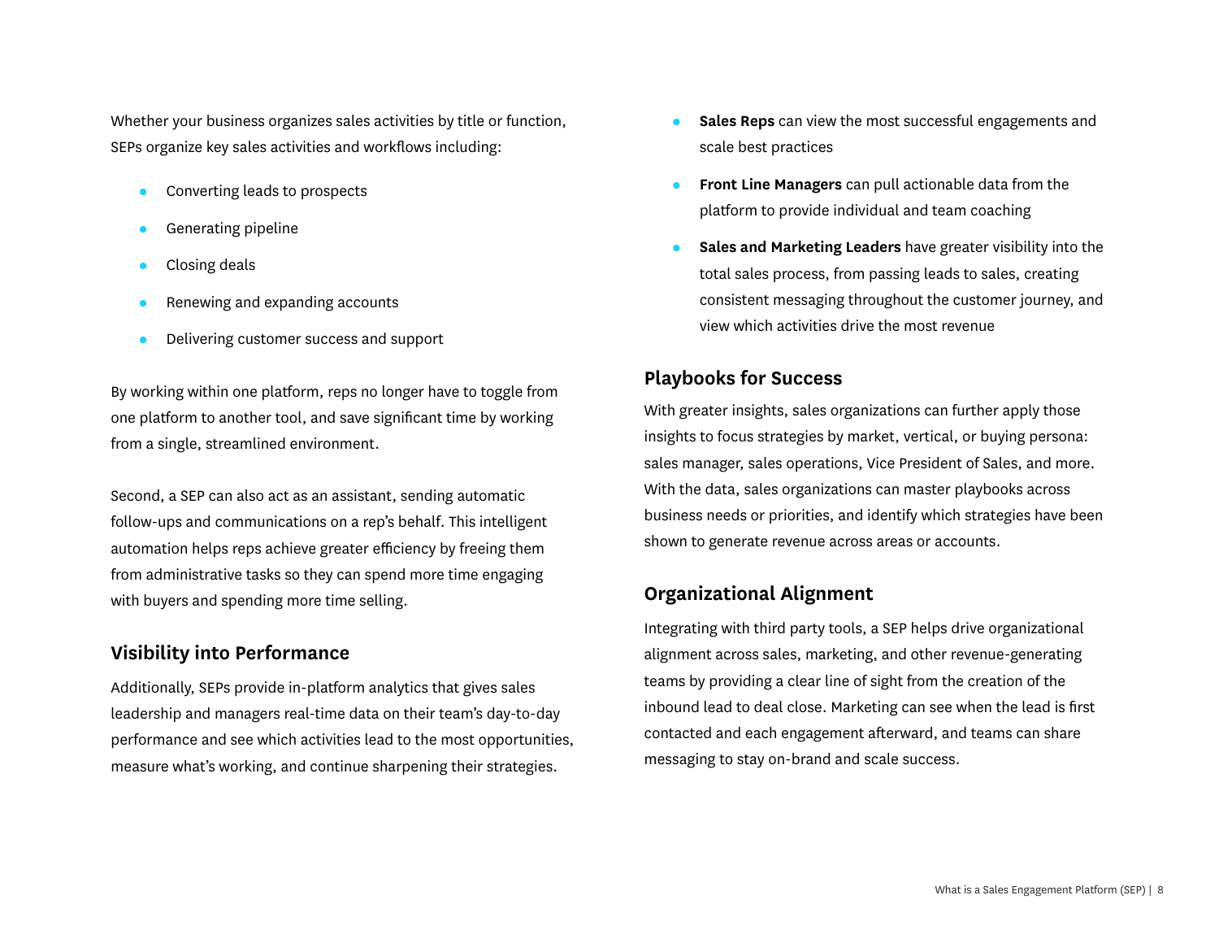Whether your business organizes sales activities by title or function, SEPs organize key sales activities and workflows including:

- Converting leads to prospects
- Generating pipeline
- Closing deals
- Renewing and expanding accounts
- Delivering customer success and support

By working within one platform, reps no longer have to toggle from one platform to another tool, and save significant time by working from a single, streamlined environment.

Second, a SEP can also act as an assistant, sending automatic follow-ups and communications on a rep's behalf. This intelligent automation helps reps achieve greater efficiency by freeing them from administrative tasks so they can spend more time engaging with buyers and spending more time selling.

## Visibility into Performance

Additionally, SEPs provide in-platform analytics that gives sales leadership and managers real-time data on their team's day-to-day performance and see which activities lead to the most opportunities, measure what's working, and continue sharpening their strategies.

- **Sales Reps** can view the most successful engagements and scale best practices
- **Front Line Managers** can pull actionable data from the platform to provide individual and team coaching
- **Sales and Marketing Leaders** have greater visibility into the total sales process, from passing leads to sales, creating consistent messaging throughout the customer journey, and view which activities drive the most revenue

## Playbooks for Success

With greater insights, sales organizations can further apply those insights to focus strategies by market, vertical, or buying persona: sales manager, sales operations, Vice President of Sales, and more. With the data, sales organizations can master playbooks across business needs or priorities, and identify which strategies have been shown to generate revenue across areas or accounts.

## Organizational Alignment

Integrating with third party tools, a SEP helps drive organizational alignment across sales, marketing, and other revenue-generating teams by providing a clear line of sight from the creation of the inbound lead to deal close. Marketing can see when the lead is first contacted and each engagement afterward, and teams can share messaging to stay on-brand and scale success.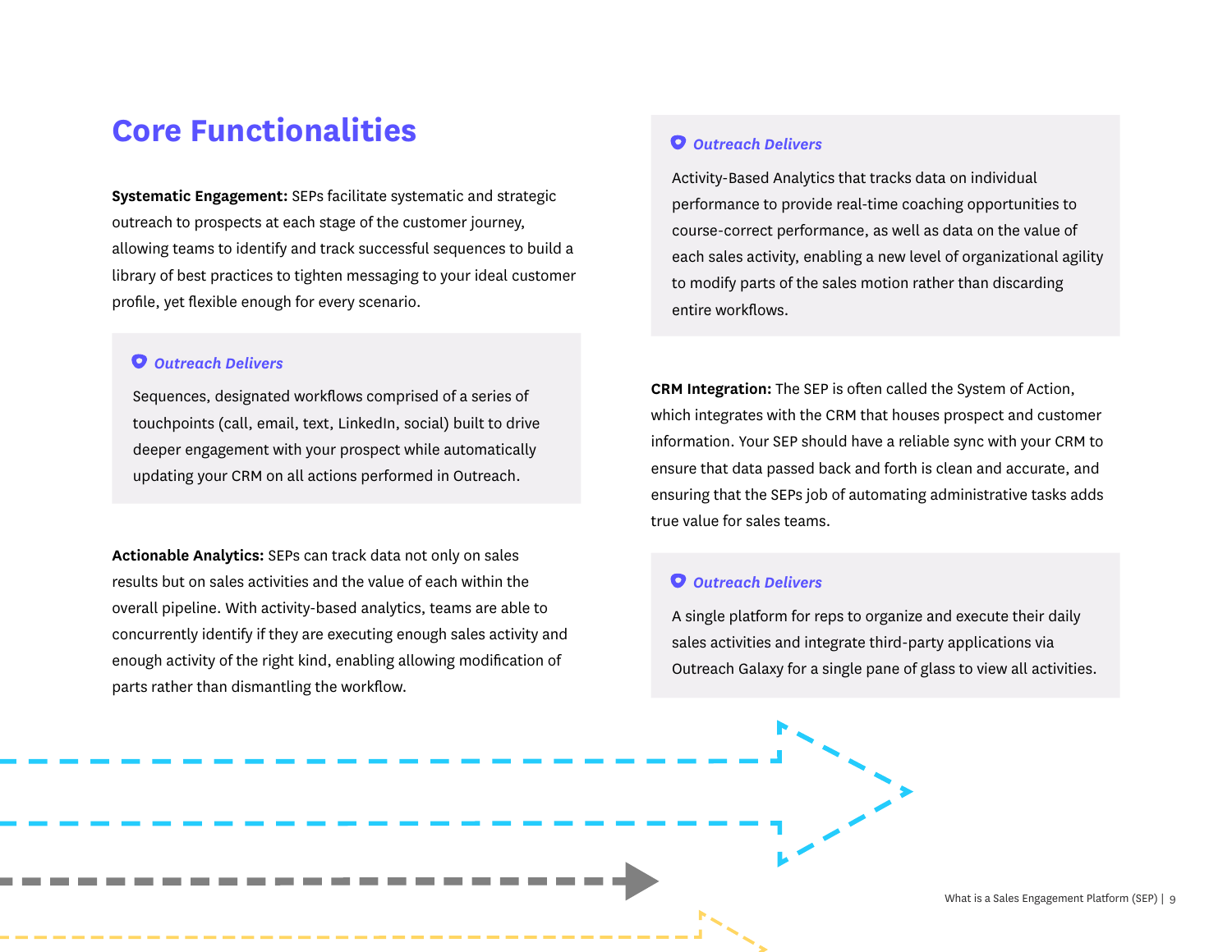# Core Functionalities

**Systematic Engagement:** SEPs facilitate systematic and strategic outreach to prospects at each stage of the customer journey, allowing teams to identify and track successful sequences to build a library of best practices to tighten messaging to your ideal customer profile, yet flexible enough for every scenario.

> ***Outreach Delivers***
>
> Sequences, designated workflows comprised of a series of touchpoints (call, email, text, LinkedIn, social) built to drive deeper engagement with your prospect while automatically updating your CRM on all actions performed in Outreach.

**Actionable Analytics:** SEPs can track data not only on sales results but on sales activities and the value of each within the overall pipeline. With activity-based analytics, teams are able to concurrently identify if they are executing enough sales activity and enough activity of the right kind, enabling allowing modification of parts rather than dismantling the workflow.

> ***Outreach Delivers***
>
> Activity-Based Analytics that tracks data on individual performance to provide real-time coaching opportunities to course-correct performance, as well as data on the value of each sales activity, enabling a new level of organizational agility to modify parts of the sales motion rather than discarding entire workflows.

**CRM Integration:** The SEP is often called the System of Action, which integrates with the CRM that houses prospect and customer information. Your SEP should have a reliable sync with your CRM to ensure that data passed back and forth is clean and accurate, and ensuring that the SEPs job of automating administrative tasks adds true value for sales teams.

> ***Outreach Delivers***
>
> A single platform for reps to organize and execute their daily sales activities and integrate third-party applications via Outreach Galaxy for a single pane of glass to view all activities.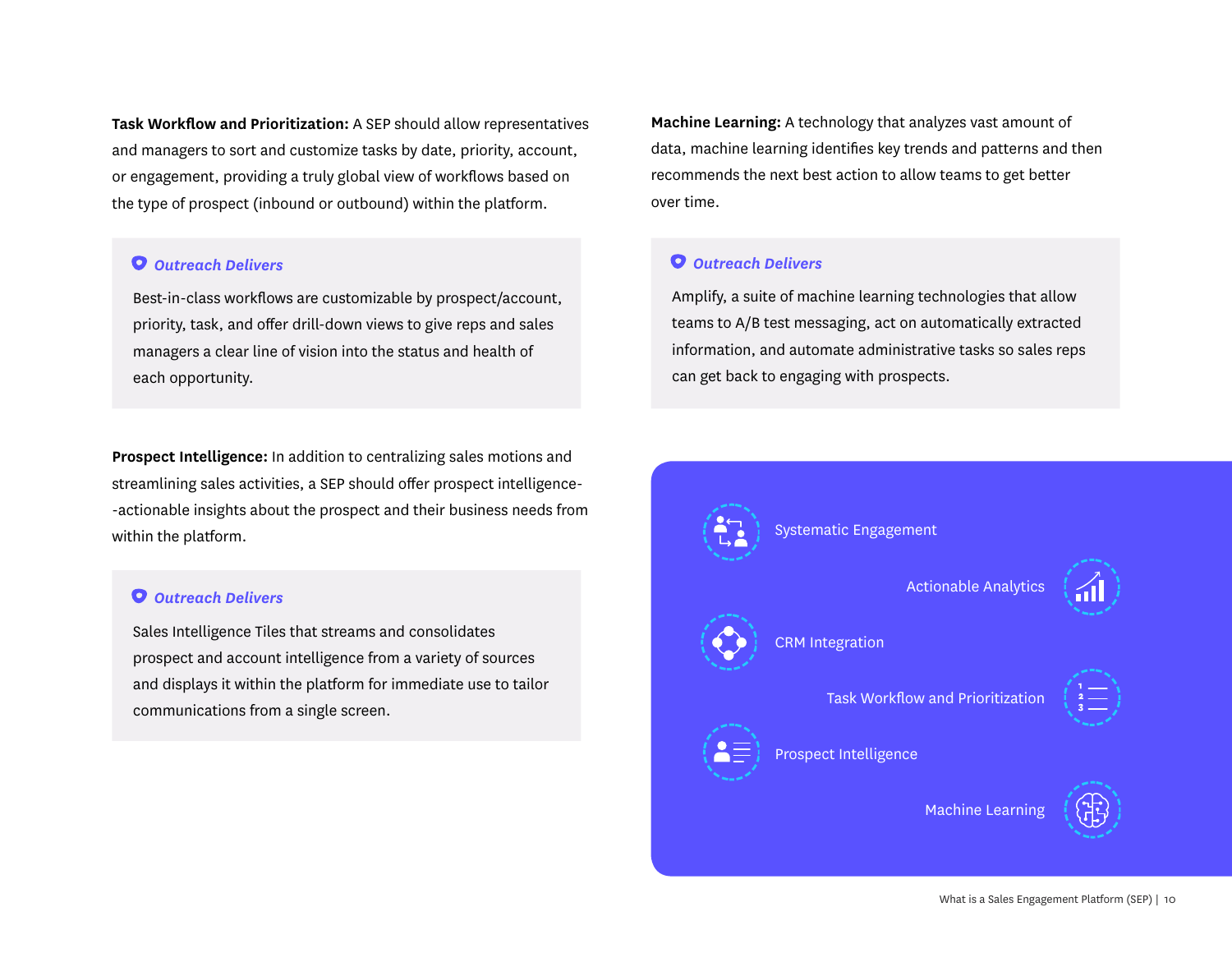**Task Workflow and Prioritization:** A SEP should allow representatives and managers to sort and customize tasks by date, priority, account, or engagement, providing a truly global view of workflows based on the type of prospect (inbound or outbound) within the platform.

> ***Outreach Delivers***
>
> Best-in-class workflows are customizable by prospect/account, priority, task, and offer drill-down views to give reps and sales managers a clear line of vision into the status and health of each opportunity.

**Prospect Intelligence:** In addition to centralizing sales motions and streamlining sales activities, a SEP should offer prospect intelligence--actionable insights about the prospect and their business needs from within the platform.

> ***Outreach Delivers***
>
> Sales Intelligence Tiles that streams and consolidates prospect and account intelligence from a variety of sources and displays it within the platform for immediate use to tailor communications from a single screen.

**Machine Learning:** A technology that analyzes vast amount of data, machine learning identifies key trends and patterns and then recommends the next best action to allow teams to get better over time.

> ***Outreach Delivers***
>
> Amplify, a suite of machine learning technologies that allow teams to A/B test messaging, act on automatically extracted information, and automate administrative tasks so sales reps can get back to engaging with prospects.

- Systematic Engagement
- Actionable Analytics
- CRM Integration
- Task Workflow and Prioritization
- Prospect Intelligence
- Machine Learning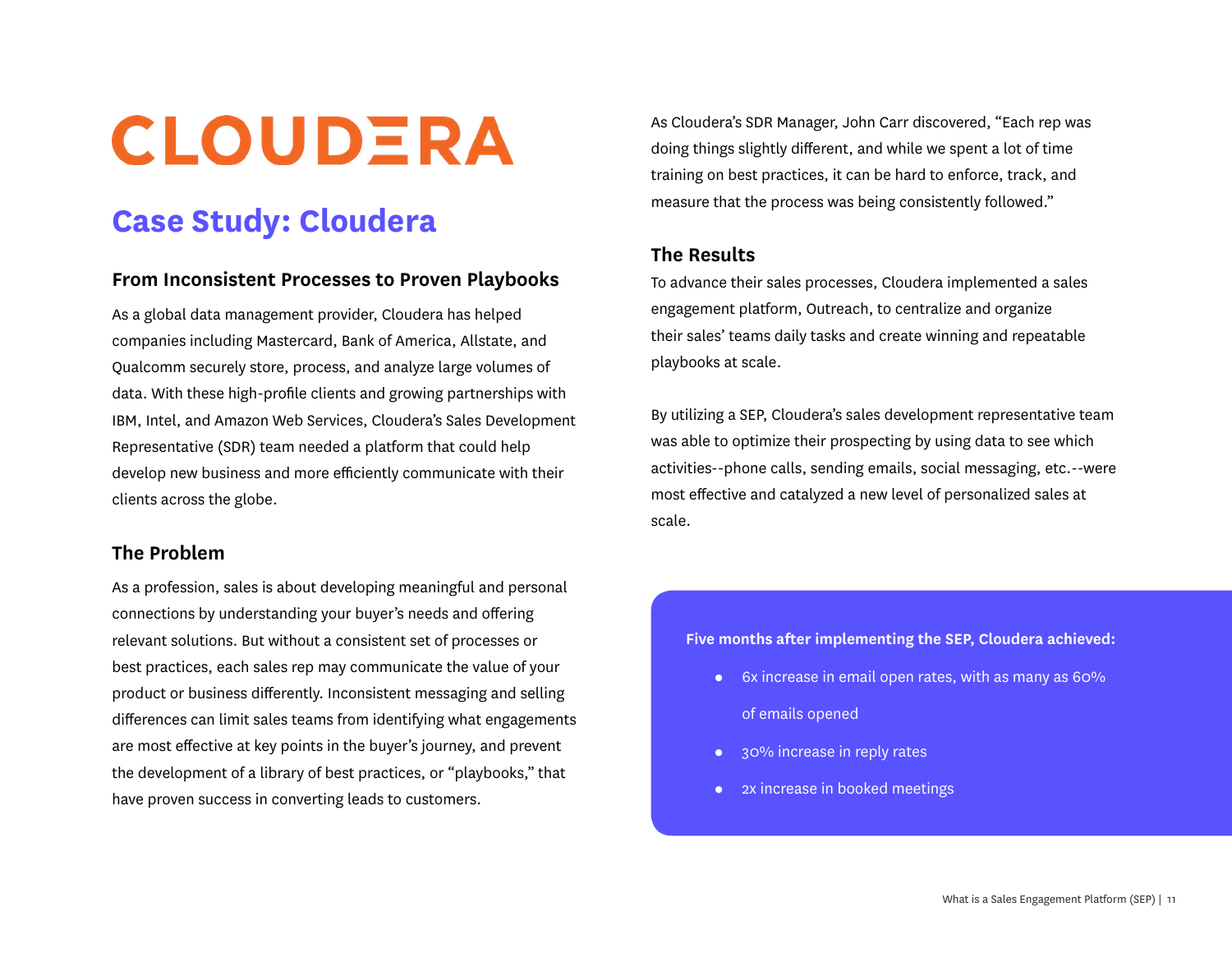# CLOUDERA

# Case Study: Cloudera

### From Inconsistent Processes to Proven Playbooks

As a global data management provider, Cloudera has helped companies including Mastercard, Bank of America, Allstate, and Qualcomm securely store, process, and analyze large volumes of data. With these high-profile clients and growing partnerships with IBM, Intel, and Amazon Web Services, Cloudera's Sales Development Representative (SDR) team needed a platform that could help develop new business and more efficiently communicate with their clients across the globe.

### The Problem

As a profession, sales is about developing meaningful and personal connections by understanding your buyer's needs and offering relevant solutions. But without a consistent set of processes or best practices, each sales rep may communicate the value of your product or business differently. Inconsistent messaging and selling differences can limit sales teams from identifying what engagements are most effective at key points in the buyer's journey, and prevent the development of a library of best practices, or "playbooks," that have proven success in converting leads to customers.

As Cloudera's SDR Manager, John Carr discovered, "Each rep was doing things slightly different, and while we spent a lot of time training on best practices, it can be hard to enforce, track, and measure that the process was being consistently followed."

### The Results

To advance their sales processes, Cloudera implemented a sales engagement platform, Outreach, to centralize and organize their sales' teams daily tasks and create winning and repeatable playbooks at scale.

By utilizing a SEP, Cloudera's sales development representative team was able to optimize their prospecting by using data to see which activities--phone calls, sending emails, social messaging, etc.--were most effective and catalyzed a new level of personalized sales at scale.

**Five months after implementing the SEP, Cloudera achieved:**

- 6x increase in email open rates, with as many as 60% of emails opened
- 30% increase in reply rates
- 2x increase in booked meetings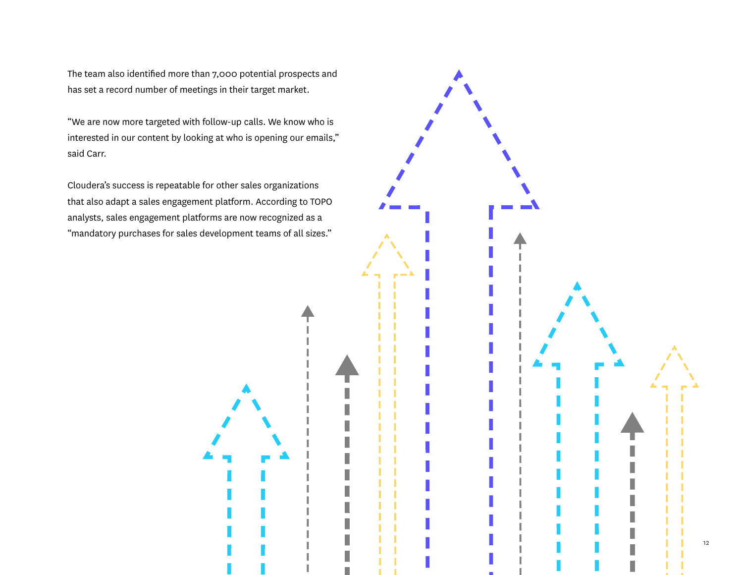The team also identified more than 7,000 potential prospects and has set a record number of meetings in their target market.

“We are now more targeted with follow-up calls. We know who is interested in our content by looking at who is opening our emails,” said Carr.

Cloudera’s success is repeatable for other sales organizations that also adapt a sales engagement platform. According to TOPO analysts, sales engagement platforms are now recognized as a “mandatory purchases for sales development teams of all sizes.”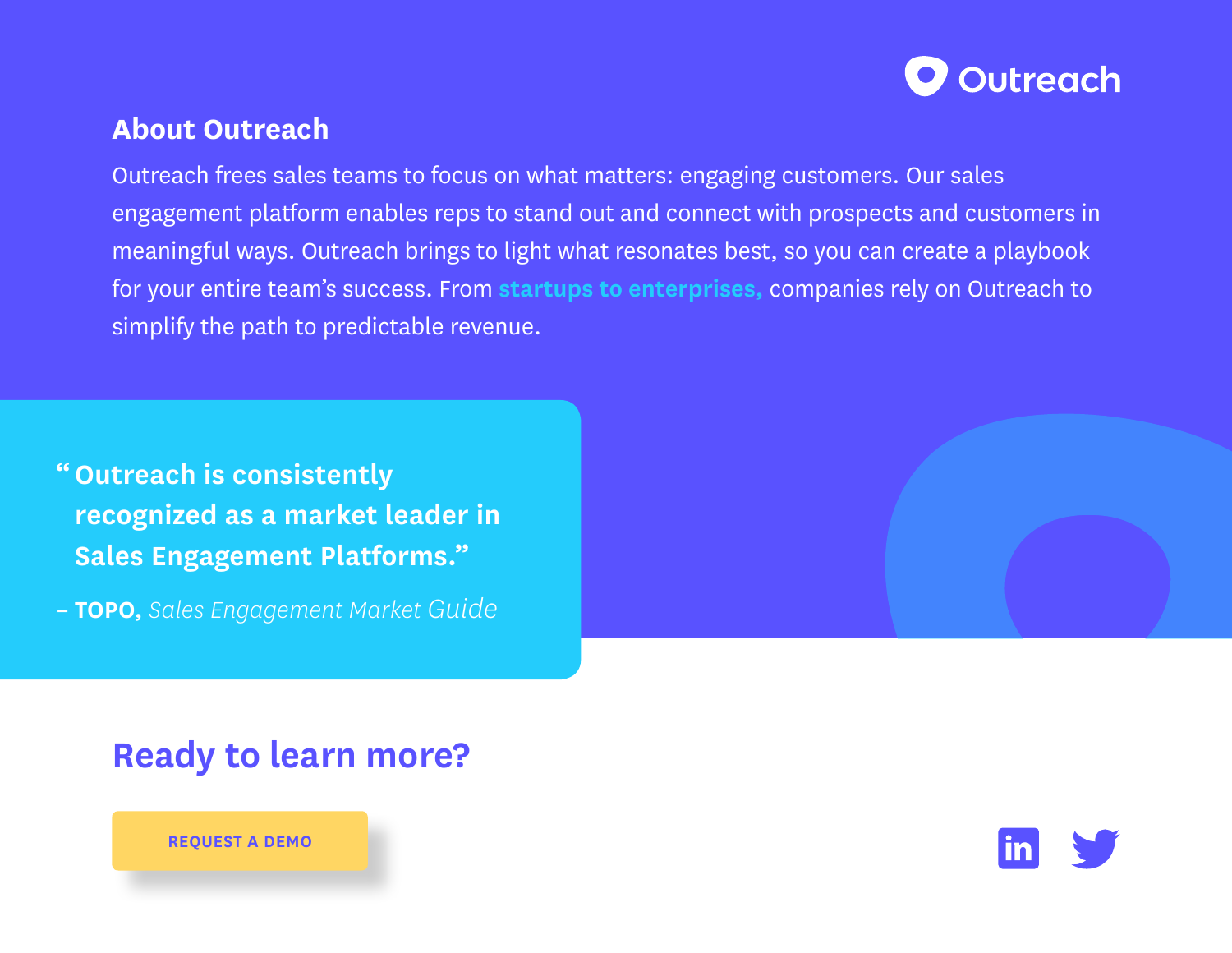Outreach

## About Outreach

Outreach frees sales teams to focus on what matters: engaging customers. Our sales engagement platform enables reps to stand out and connect with prospects and customers in meaningful ways. Outreach brings to light what resonates best, so you can create a playbook for your entire team's success. From **startups to enterprises,** companies rely on Outreach to simplify the path to predictable revenue.

> **"Outreach is consistently recognized as a market leader in Sales Engagement Platforms."**
>
> – **TOPO,** *Sales Engagement Market Guide*

## Ready to learn more?

REQUEST A DEMO